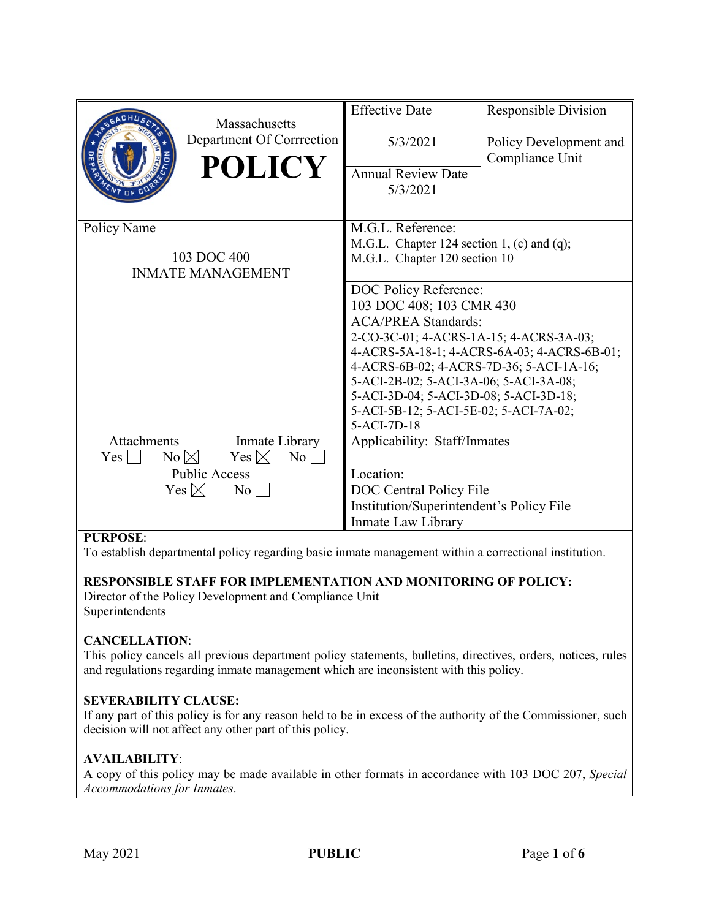| | | | |
|---|---|---|---|
| Massachusetts Department Of Corrrection **POLICY** | | Effective Date 5/3/2021 | Responsible Division Policy Development and Compliance Unit |
| | | Annual Review Date 5/3/2021 | |
| Policy Name 103 DOC 400 INMATE MANAGEMENT | | M.G.L. Reference: M.G.L. Chapter 124 section 1, (c) and (q); M.G.L. Chapter 120 section 10 | |
| | | DOC Policy Reference: 103 DOC 408; 103 CMR 430 | |
| | | ACA/PREA Standards: 2-CO-3C-01; 4-ACRS-1A-15; 4-ACRS-3A-03; 4-ACRS-5A-18-1; 4-ACRS-6A-03; 4-ACRS-6B-01; 4-ACRS-6B-02; 4-ACRS-7D-36; 5-ACI-1A-16; 5-ACI-2B-02; 5-ACI-3A-06; 5-ACI-3A-08; 5-ACI-3D-04; 5-ACI-3D-08; 5-ACI-3D-18; 5-ACI-5B-12; 5-ACI-5E-02; 5-ACI-7A-02; 5-ACI-7D-18 | |
| Attachments Yes ☐ No ☒ | Inmate Library Yes ☒ No ☐ | Applicability: Staff/Inmates | |
| Public Access Yes ☒ No ☐ | | Location: DOC Central Policy File Institution/Superintendent's Policy File Inmate Law Library | |

**PURPOSE**:
To establish departmental policy regarding basic inmate management within a correctional institution.

**RESPONSIBLE STAFF FOR IMPLEMENTATION AND MONITORING OF POLICY:**
Director of the Policy Development and Compliance Unit
Superintendents

**CANCELLATION**:
This policy cancels all previous department policy statements, bulletins, directives, orders, notices, rules and regulations regarding inmate management which are inconsistent with this policy.

**SEVERABILITY CLAUSE:**
If any part of this policy is for any reason held to be in excess of the authority of the Commissioner, such decision will not affect any other part of this policy.

**AVAILABILITY**:
A copy of this policy may be made available in other formats in accordance with 103 DOC 207, *Special Accommodations for Inmates*.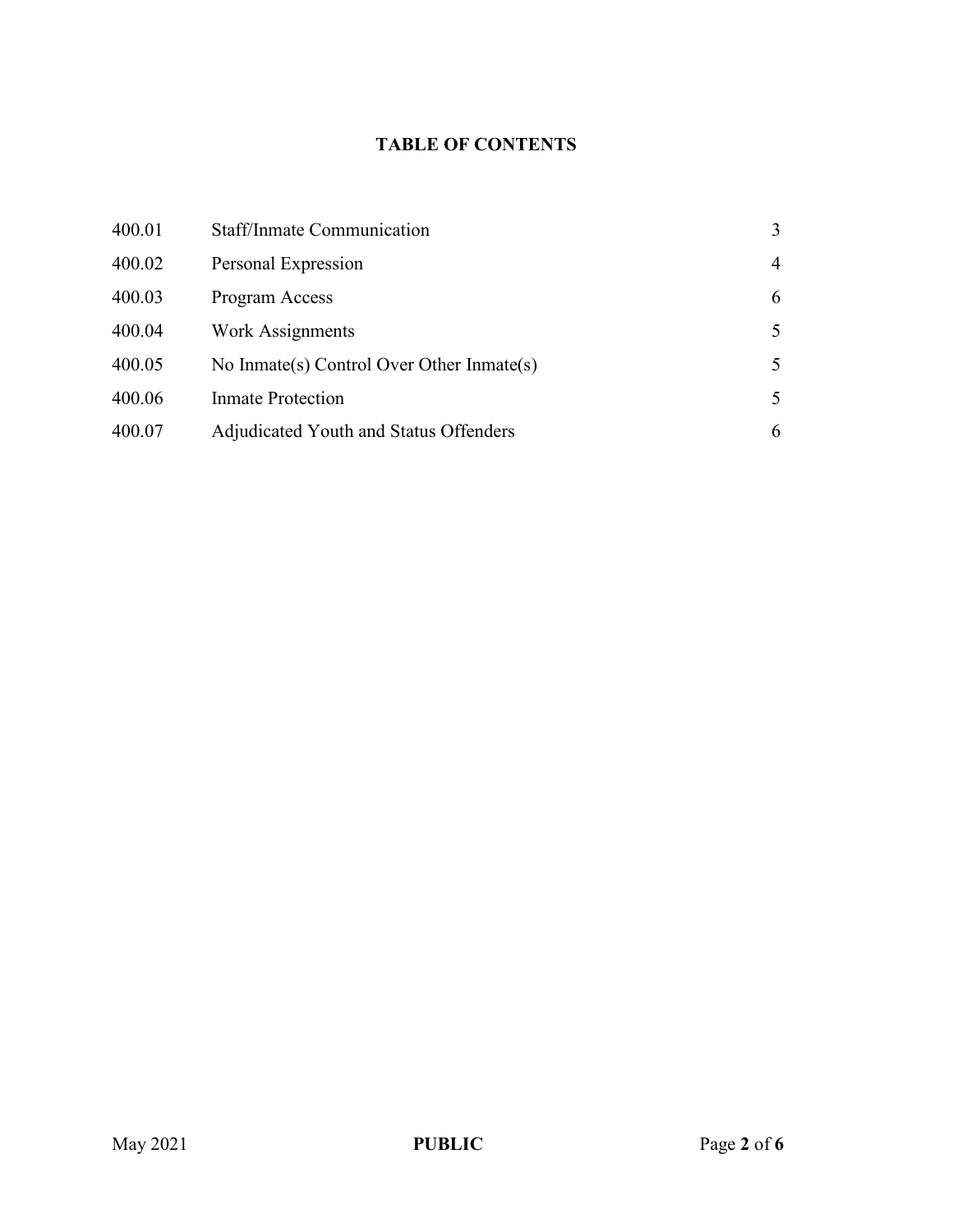## TABLE OF CONTENTS

| | | |
|---|---|---|
| 400.01 | Staff/Inmate Communication | 3 |
| 400.02 | Personal Expression | 4 |
| 400.03 | Program Access | 6 |
| 400.04 | Work Assignments | 5 |
| 400.05 | No Inmate(s) Control Over Other Inmate(s) | 5 |
| 400.06 | Inmate Protection | 5 |
| 400.07 | Adjudicated Youth and Status Offenders | 6 |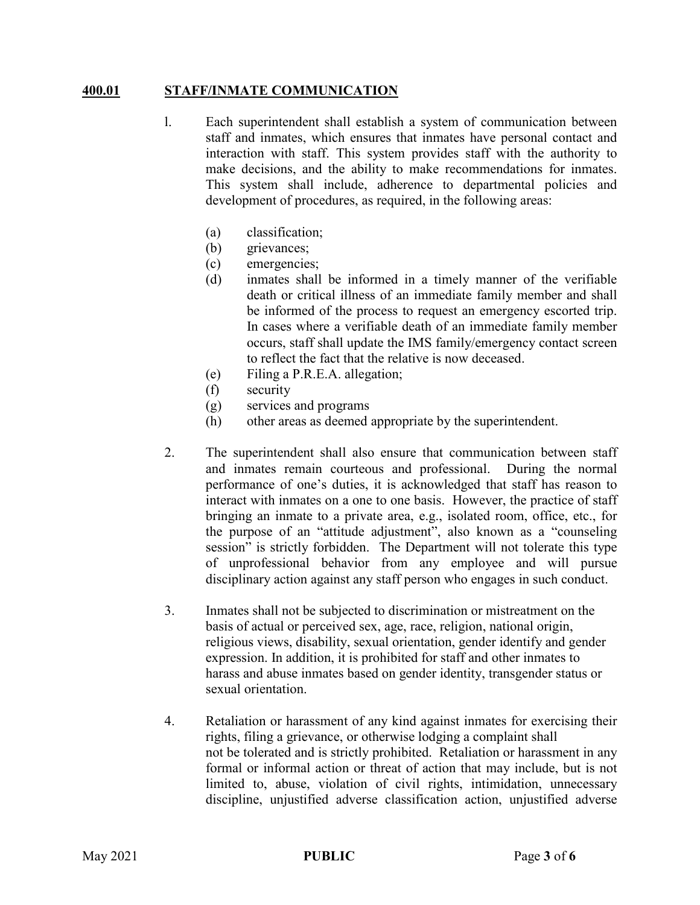## 400.01 STAFF/INMATE COMMUNICATION

l. Each superintendent shall establish a system of communication between staff and inmates, which ensures that inmates have personal contact and interaction with staff. This system provides staff with the authority to make decisions, and the ability to make recommendations for inmates. This system shall include, adherence to departmental policies and development of procedures, as required, in the following areas:

   (a) classification;
   (b) grievances;
   (c) emergencies;
   (d) inmates shall be informed in a timely manner of the verifiable death or critical illness of an immediate family member and shall be informed of the process to request an emergency escorted trip. In cases where a verifiable death of an immediate family member occurs, staff shall update the IMS family/emergency contact screen to reflect the fact that the relative is now deceased.
   (e) Filing a P.R.E.A. allegation;
   (f) security
   (g) services and programs
   (h) other areas as deemed appropriate by the superintendent.

2. The superintendent shall also ensure that communication between staff and inmates remain courteous and professional. During the normal performance of one's duties, it is acknowledged that staff has reason to interact with inmates on a one to one basis. However, the practice of staff bringing an inmate to a private area, e.g., isolated room, office, etc., for the purpose of an "attitude adjustment", also known as a "counseling session" is strictly forbidden. The Department will not tolerate this type of unprofessional behavior from any employee and will pursue disciplinary action against any staff person who engages in such conduct.

3. Inmates shall not be subjected to discrimination or mistreatment on the basis of actual or perceived sex, age, race, religion, national origin, religious views, disability, sexual orientation, gender identify and gender expression. In addition, it is prohibited for staff and other inmates to harass and abuse inmates based on gender identity, transgender status or sexual orientation.

4. Retaliation or harassment of any kind against inmates for exercising their rights, filing a grievance, or otherwise lodging a complaint shall not be tolerated and is strictly prohibited. Retaliation or harassment in any formal or informal action or threat of action that may include, but is not limited to, abuse, violation of civil rights, intimidation, unnecessary discipline, unjustified adverse classification action, unjustified adverse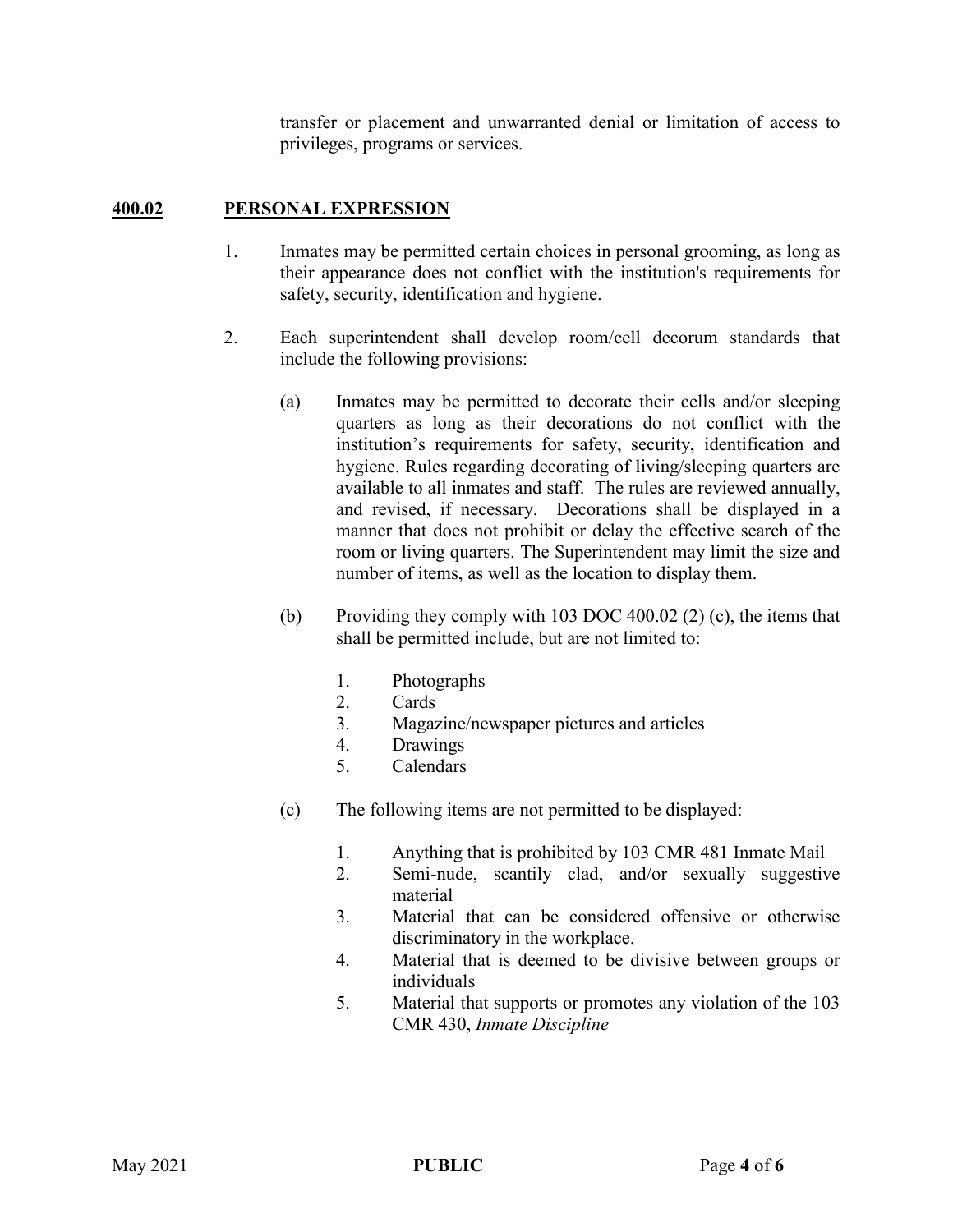transfer or placement and unwarranted denial or limitation of access to privileges, programs or services.

## **400.02 PERSONAL EXPRESSION**

1. Inmates may be permitted certain choices in personal grooming, as long as their appearance does not conflict with the institution's requirements for safety, security, identification and hygiene.

2. Each superintendent shall develop room/cell decorum standards that include the following provisions:

   (a) Inmates may be permitted to decorate their cells and/or sleeping quarters as long as their decorations do not conflict with the institution's requirements for safety, security, identification and hygiene. Rules regarding decorating of living/sleeping quarters are available to all inmates and staff. The rules are reviewed annually, and revised, if necessary. Decorations shall be displayed in a manner that does not prohibit or delay the effective search of the room or living quarters. The Superintendent may limit the size and number of items, as well as the location to display them.

   (b) Providing they comply with 103 DOC 400.02 (2) (c), the items that shall be permitted include, but are not limited to:

      1. Photographs
      2. Cards
      3. Magazine/newspaper pictures and articles
      4. Drawings
      5. Calendars

   (c) The following items are not permitted to be displayed:

      1. Anything that is prohibited by 103 CMR 481 Inmate Mail
      2. Semi-nude, scantily clad, and/or sexually suggestive material
      3. Material that can be considered offensive or otherwise discriminatory in the workplace.
      4. Material that is deemed to be divisive between groups or individuals
      5. Material that supports or promotes any violation of the 103 CMR 430, *Inmate Discipline*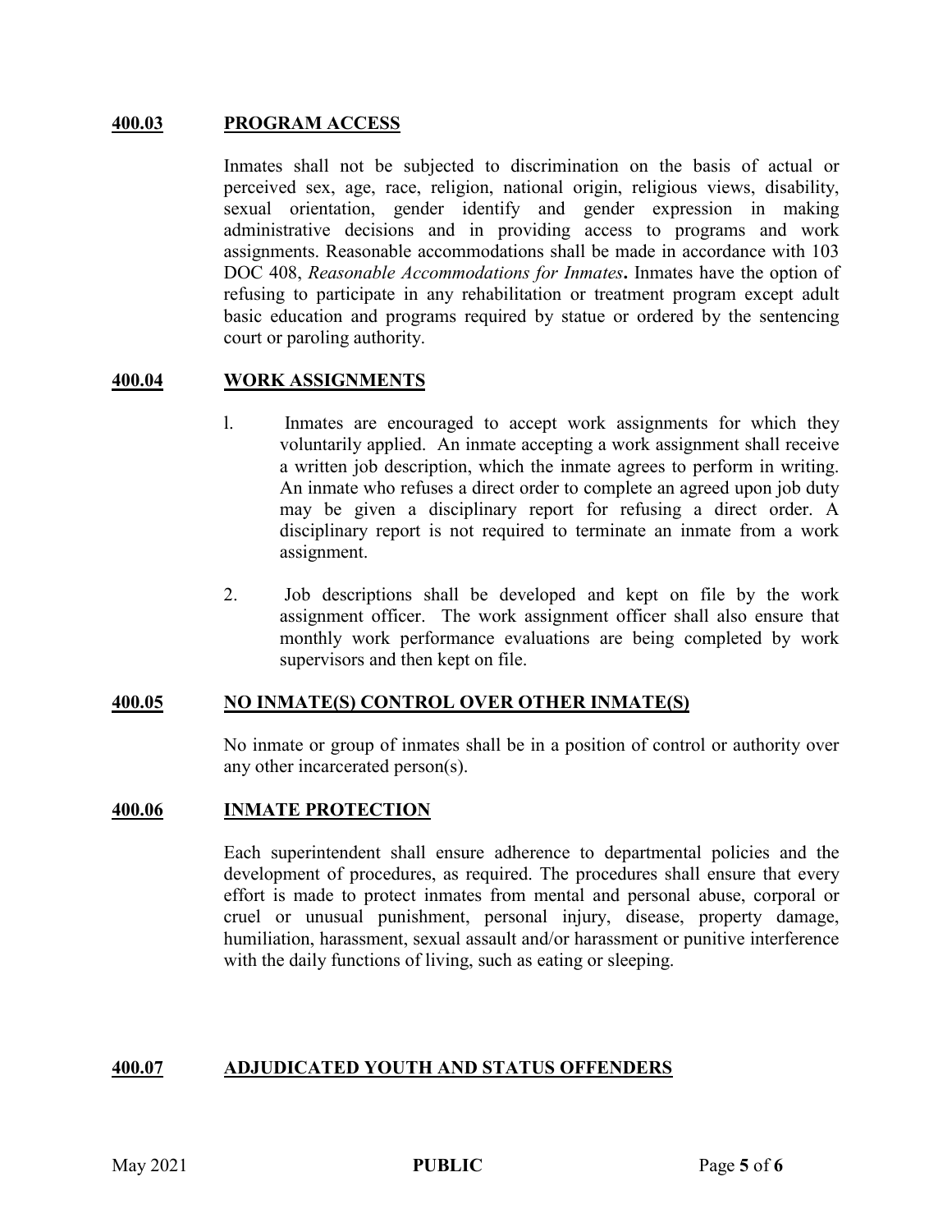## 400.03 PROGRAM ACCESS

Inmates shall not be subjected to discrimination on the basis of actual or perceived sex, age, race, religion, national origin, religious views, disability, sexual orientation, gender identify and gender expression in making administrative decisions and in providing access to programs and work assignments. Reasonable accommodations shall be made in accordance with 103 DOC 408, *Reasonable Accommodations for Inmates***.** Inmates have the option of refusing to participate in any rehabilitation or treatment program except adult basic education and programs required by statue or ordered by the sentencing court or paroling authority.

## 400.04 WORK ASSIGNMENTS

l. Inmates are encouraged to accept work assignments for which they voluntarily applied. An inmate accepting a work assignment shall receive a written job description, which the inmate agrees to perform in writing. An inmate who refuses a direct order to complete an agreed upon job duty may be given a disciplinary report for refusing a direct order. A disciplinary report is not required to terminate an inmate from a work assignment.

2. Job descriptions shall be developed and kept on file by the work assignment officer. The work assignment officer shall also ensure that monthly work performance evaluations are being completed by work supervisors and then kept on file.

## 400.05 NO INMATE(S) CONTROL OVER OTHER INMATE(S)

No inmate or group of inmates shall be in a position of control or authority over any other incarcerated person(s).

## 400.06 INMATE PROTECTION

Each superintendent shall ensure adherence to departmental policies and the development of procedures, as required. The procedures shall ensure that every effort is made to protect inmates from mental and personal abuse, corporal or cruel or unusual punishment, personal injury, disease, property damage, humiliation, harassment, sexual assault and/or harassment or punitive interference with the daily functions of living, such as eating or sleeping.

## 400.07 ADJUDICATED YOUTH AND STATUS OFFENDERS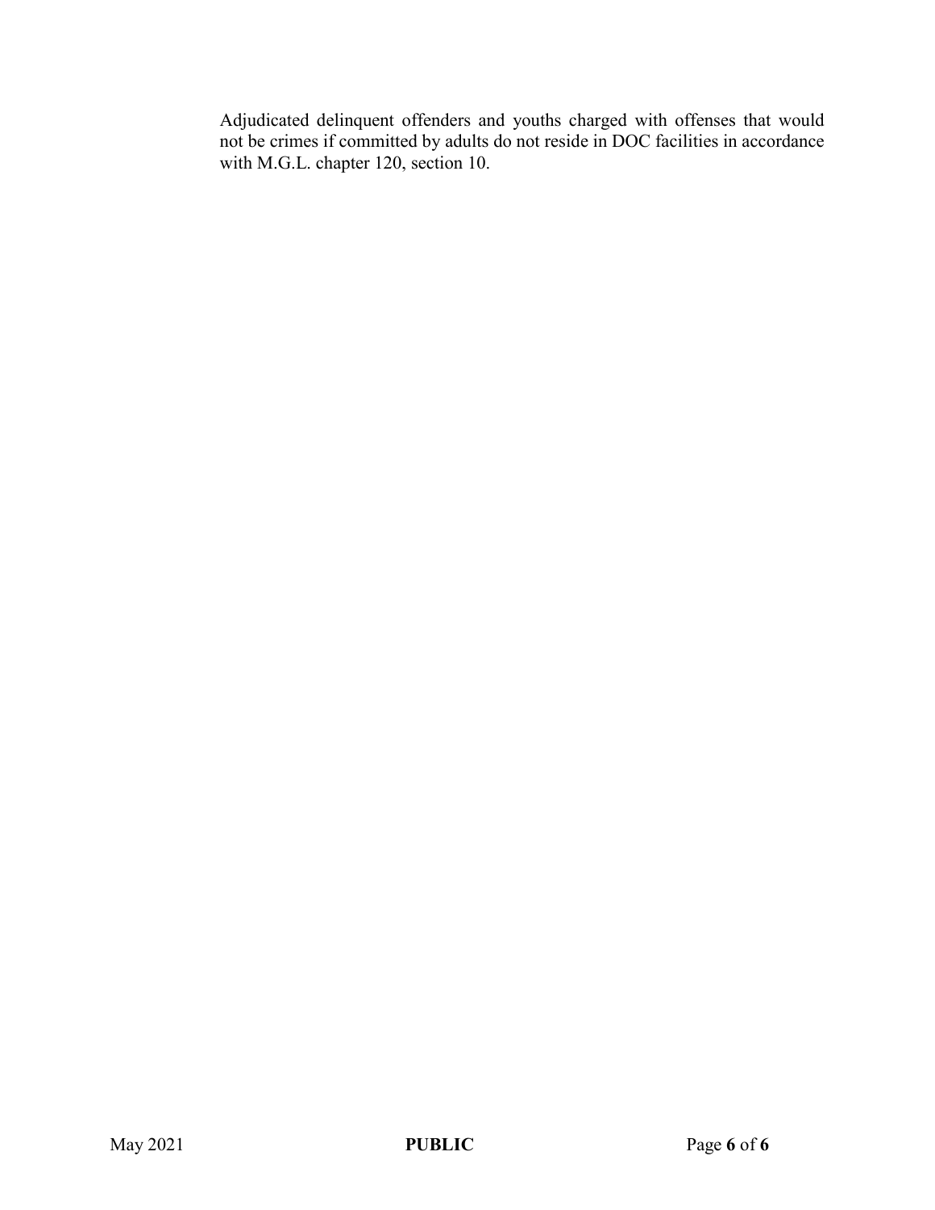Adjudicated delinquent offenders and youths charged with offenses that would not be crimes if committed by adults do not reside in DOC facilities in accordance with M.G.L. chapter 120, section 10.